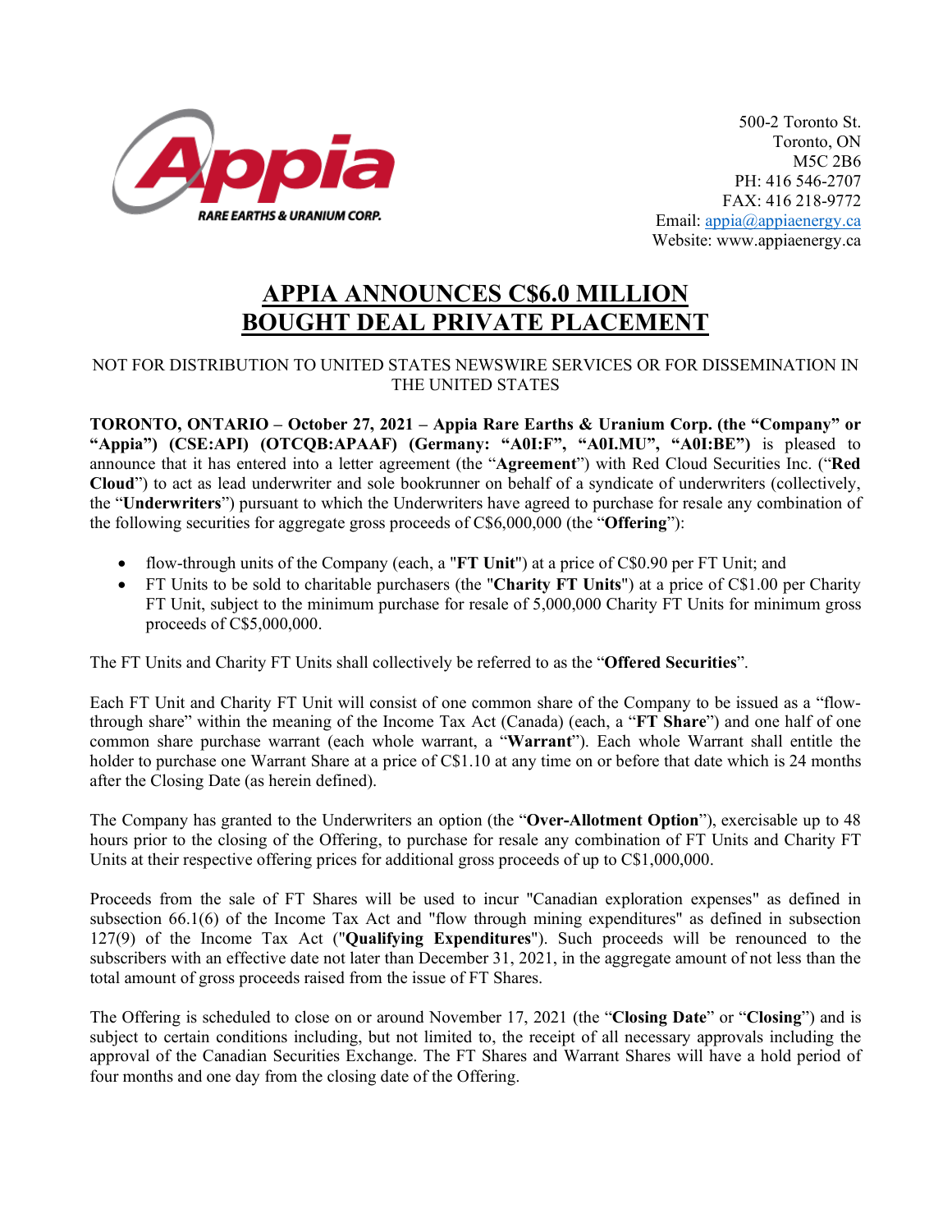Appia RARE EARTHS & URANIUM CORP.

500-2 Toronto St.
Toronto, ON
M5C 2B6
PH: 416 546-2707
FAX: 416 218-9772
Email: appia@appiaenergy.ca
Website: www.appiaenergy.ca

# APPIA ANNOUNCES C$6.0 MILLION BOUGHT DEAL PRIVATE PLACEMENT

NOT FOR DISTRIBUTION TO UNITED STATES NEWSWIRE SERVICES OR FOR DISSEMINATION IN THE UNITED STATES

**TORONTO, ONTARIO – October 27, 2021 – Appia Rare Earths & Uranium Corp. (the "Company" or "Appia") (CSE:API) (OTCQB:APAAF) (Germany: "A0I:F", "A0I.MU", "A0I:BE")** is pleased to announce that it has entered into a letter agreement (the "**Agreement**") with Red Cloud Securities Inc. ("**Red Cloud**") to act as lead underwriter and sole bookrunner on behalf of a syndicate of underwriters (collectively, the "**Underwriters**") pursuant to which the Underwriters have agreed to purchase for resale any combination of the following securities for aggregate gross proceeds of C$6,000,000 (the "**Offering**"):

- flow-through units of the Company (each, a "**FT Unit**") at a price of C$0.90 per FT Unit; and
- FT Units to be sold to charitable purchasers (the "**Charity FT Units**") at a price of C$1.00 per Charity FT Unit, subject to the minimum purchase for resale of 5,000,000 Charity FT Units for minimum gross proceeds of C$5,000,000.

The FT Units and Charity FT Units shall collectively be referred to as the "**Offered Securities**".

Each FT Unit and Charity FT Unit will consist of one common share of the Company to be issued as a "flow-through share" within the meaning of the Income Tax Act (Canada) (each, a "**FT Share**") and one half of one common share purchase warrant (each whole warrant, a "**Warrant**"). Each whole Warrant shall entitle the holder to purchase one Warrant Share at a price of C$1.10 at any time on or before that date which is 24 months after the Closing Date (as herein defined).

The Company has granted to the Underwriters an option (the "**Over-Allotment Option**"), exercisable up to 48 hours prior to the closing of the Offering, to purchase for resale any combination of FT Units and Charity FT Units at their respective offering prices for additional gross proceeds of up to C$1,000,000.

Proceeds from the sale of FT Shares will be used to incur "Canadian exploration expenses" as defined in subsection 66.1(6) of the Income Tax Act and "flow through mining expenditures" as defined in subsection 127(9) of the Income Tax Act ("**Qualifying Expenditures**"). Such proceeds will be renounced to the subscribers with an effective date not later than December 31, 2021, in the aggregate amount of not less than the total amount of gross proceeds raised from the issue of FT Shares.

The Offering is scheduled to close on or around November 17, 2021 (the "**Closing Date**" or "**Closing**") and is subject to certain conditions including, but not limited to, the receipt of all necessary approvals including the approval of the Canadian Securities Exchange. The FT Shares and Warrant Shares will have a hold period of four months and one day from the closing date of the Offering.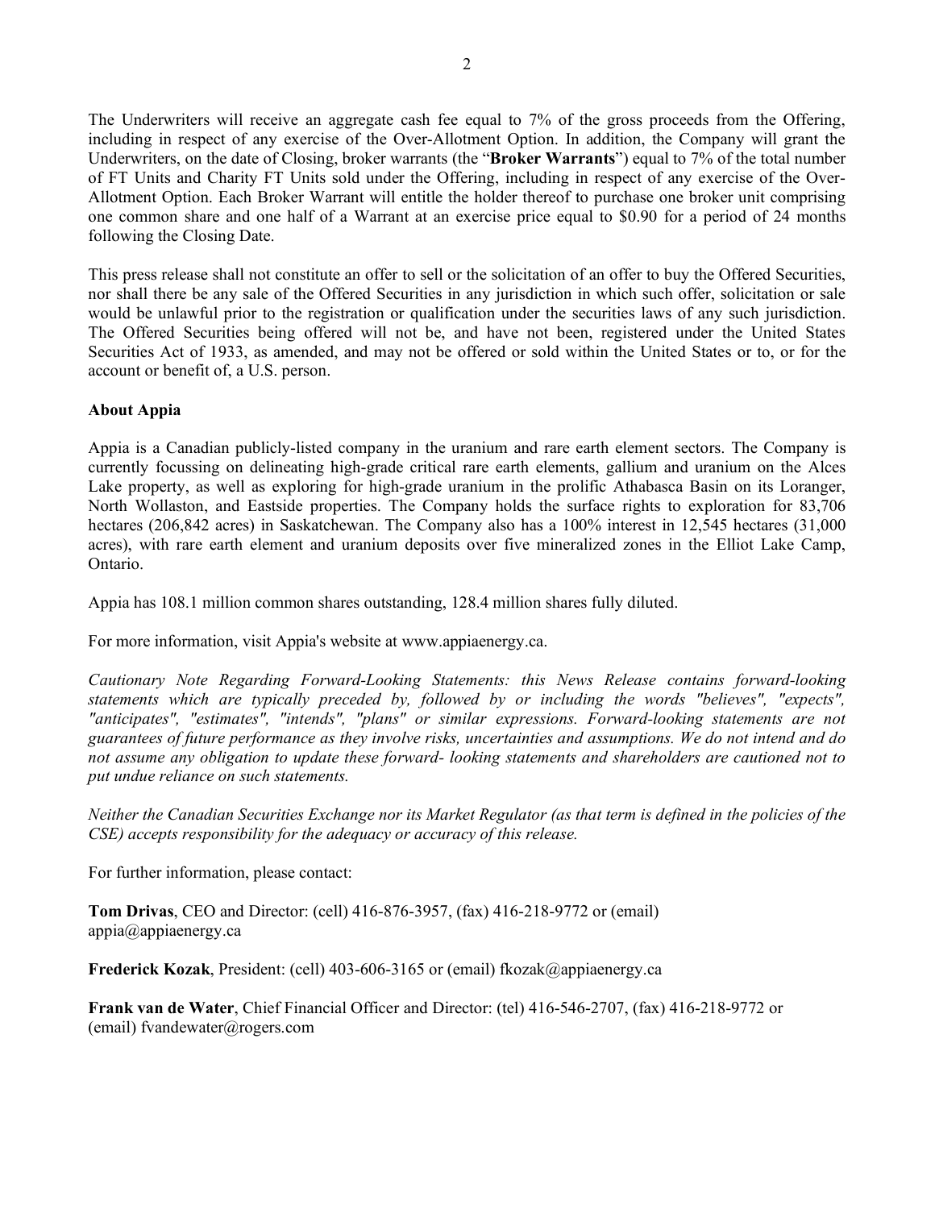The Underwriters will receive an aggregate cash fee equal to 7% of the gross proceeds from the Offering, including in respect of any exercise of the Over-Allotment Option. In addition, the Company will grant the Underwriters, on the date of Closing, broker warrants (the "**Broker Warrants**") equal to 7% of the total number of FT Units and Charity FT Units sold under the Offering, including in respect of any exercise of the Over-Allotment Option. Each Broker Warrant will entitle the holder thereof to purchase one broker unit comprising one common share and one half of a Warrant at an exercise price equal to \$0.90 for a period of 24 months following the Closing Date.

This press release shall not constitute an offer to sell or the solicitation of an offer to buy the Offered Securities, nor shall there be any sale of the Offered Securities in any jurisdiction in which such offer, solicitation or sale would be unlawful prior to the registration or qualification under the securities laws of any such jurisdiction. The Offered Securities being offered will not be, and have not been, registered under the United States Securities Act of 1933, as amended, and may not be offered or sold within the United States or to, or for the account or benefit of, a U.S. person.

**About Appia**

Appia is a Canadian publicly-listed company in the uranium and rare earth element sectors. The Company is currently focussing on delineating high-grade critical rare earth elements, gallium and uranium on the Alces Lake property, as well as exploring for high-grade uranium in the prolific Athabasca Basin on its Loranger, North Wollaston, and Eastside properties. The Company holds the surface rights to exploration for 83,706 hectares (206,842 acres) in Saskatchewan. The Company also has a 100% interest in 12,545 hectares (31,000 acres), with rare earth element and uranium deposits over five mineralized zones in the Elliot Lake Camp, Ontario.

Appia has 108.1 million common shares outstanding, 128.4 million shares fully diluted.

For more information, visit Appia's website at www.appiaenergy.ca.

*Cautionary Note Regarding Forward-Looking Statements: this News Release contains forward-looking statements which are typically preceded by, followed by or including the words "believes", "expects", "anticipates", "estimates", "intends", "plans" or similar expressions. Forward-looking statements are not guarantees of future performance as they involve risks, uncertainties and assumptions. We do not intend and do not assume any obligation to update these forward- looking statements and shareholders are cautioned not to put undue reliance on such statements.*

*Neither the Canadian Securities Exchange nor its Market Regulator (as that term is defined in the policies of the CSE) accepts responsibility for the adequacy or accuracy of this release.*

For further information, please contact:

**Tom Drivas**, CEO and Director: (cell) 416-876-3957, (fax) 416-218-9772 or (email) appia@appiaenergy.ca

**Frederick Kozak**, President: (cell) 403-606-3165 or (email) fkozak@appiaenergy.ca

**Frank van de Water**, Chief Financial Officer and Director: (tel) 416-546-2707, (fax) 416-218-9772 or (email) fvandewater@rogers.com